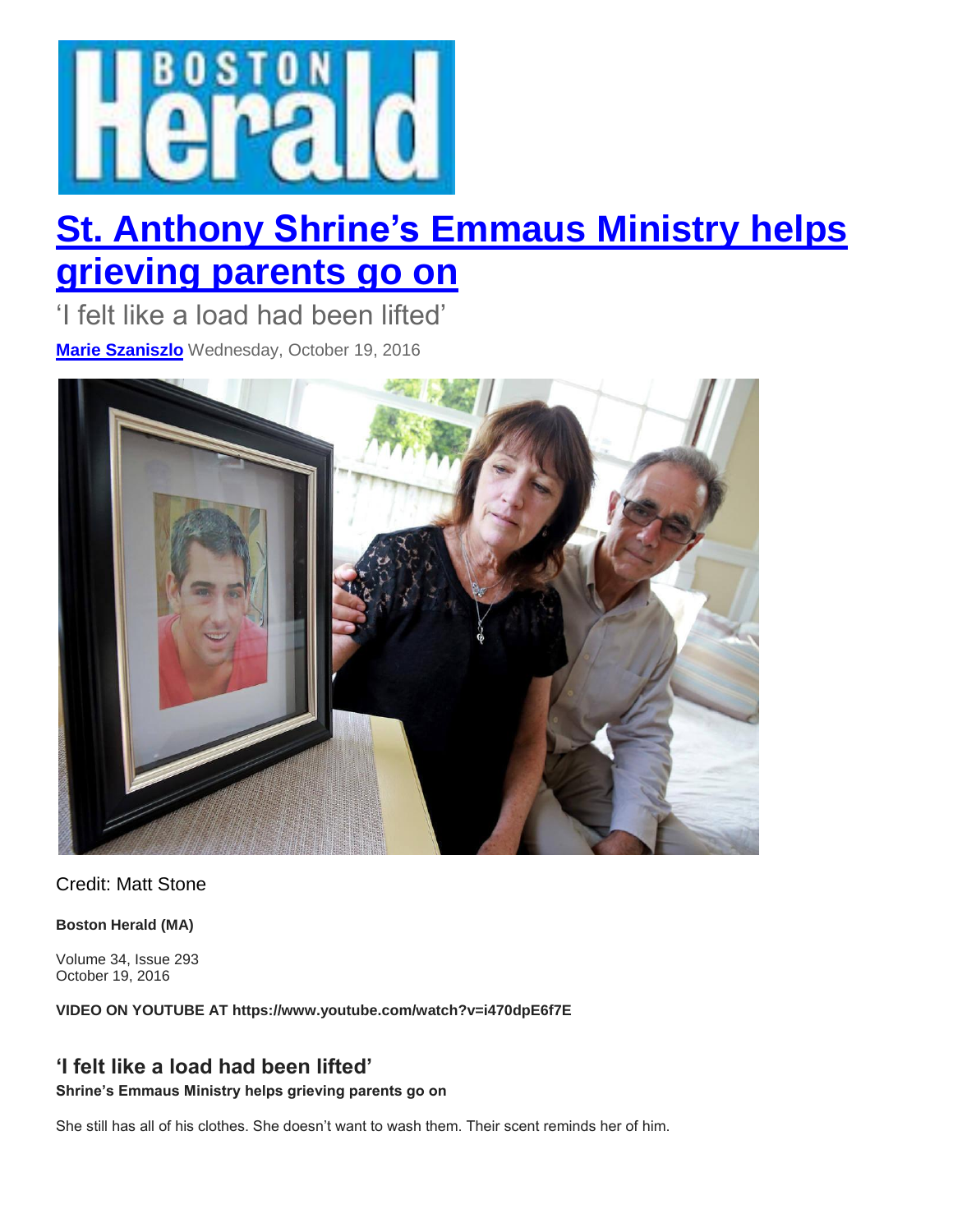# St. Anthony Shrine's Emmaus Ministry helps grieving parents go on

'I felt like a load had been lifted'

**Marie Szaniszlo** Wednesday, October 19, 2016

Credit: Matt Stone

**Boston Herald (MA)**

Volume 34, Issue 293
October 19, 2016

**VIDEO ON YOUTUBE AT https://www.youtube.com/watch?v=i470dpE6f7E**

## 'I felt like a load had been lifted'

**Shrine's Emmaus Ministry helps grieving parents go on**

She still has all of his clothes. She doesn't want to wash them. Their scent reminds her of him.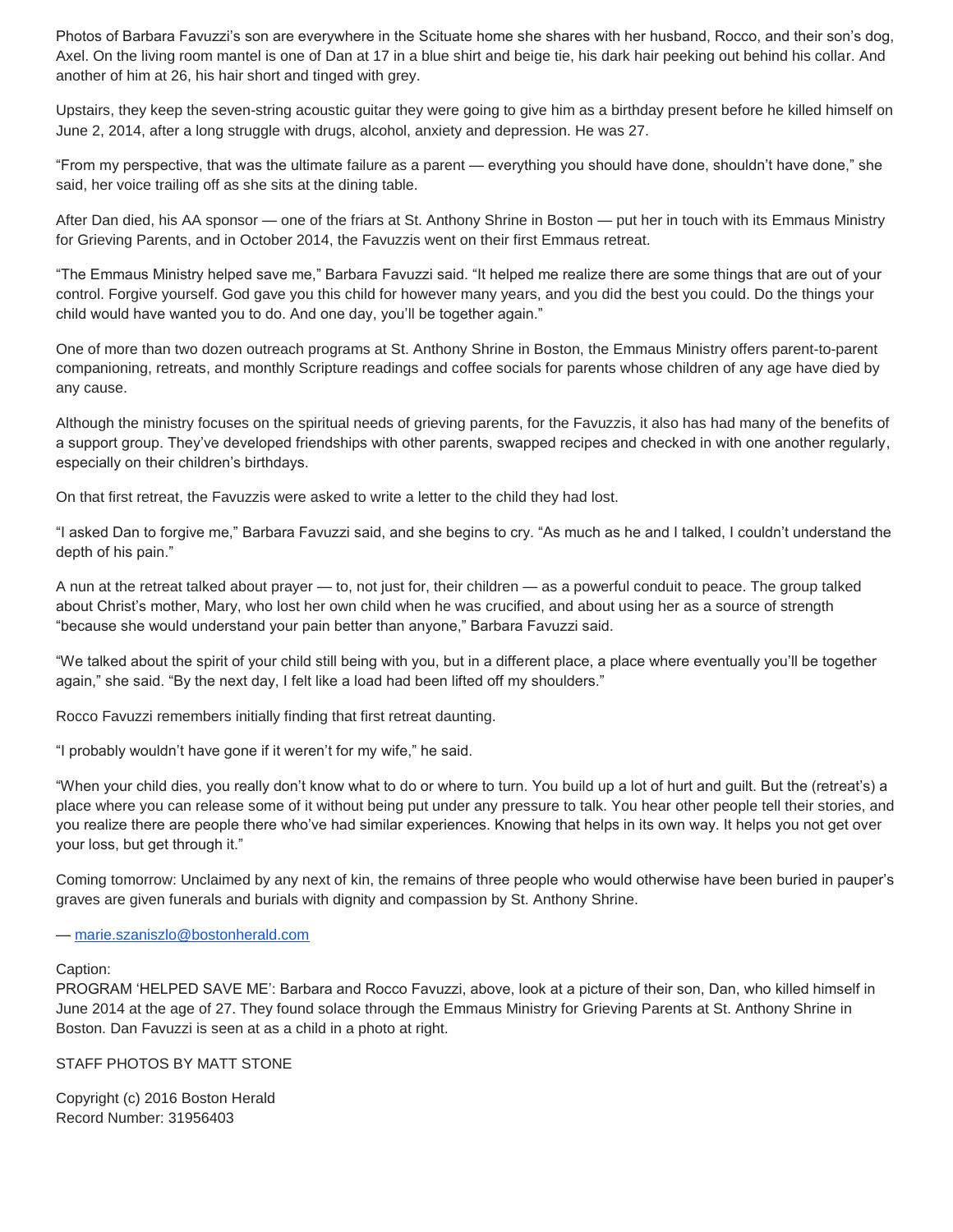Photos of Barbara Favuzzi's son are everywhere in the Scituate home she shares with her husband, Rocco, and their son's dog, Axel. On the living room mantel is one of Dan at 17 in a blue shirt and beige tie, his dark hair peeking out behind his collar. And another of him at 26, his hair short and tinged with grey.

Upstairs, they keep the seven-string acoustic guitar they were going to give him as a birthday present before he killed himself on June 2, 2014, after a long struggle with drugs, alcohol, anxiety and depression. He was 27.

"From my perspective, that was the ultimate failure as a parent — everything you should have done, shouldn't have done," she said, her voice trailing off as she sits at the dining table.

After Dan died, his AA sponsor — one of the friars at St. Anthony Shrine in Boston — put her in touch with its Emmaus Ministry for Grieving Parents, and in October 2014, the Favuzzis went on their first Emmaus retreat.

"The Emmaus Ministry helped save me," Barbara Favuzzi said. "It helped me realize there are some things that are out of your control. Forgive yourself. God gave you this child for however many years, and you did the best you could. Do the things your child would have wanted you to do. And one day, you'll be together again."

One of more than two dozen outreach programs at St. Anthony Shrine in Boston, the Emmaus Ministry offers parent-to-parent companioning, retreats, and monthly Scripture readings and coffee socials for parents whose children of any age have died by any cause.

Although the ministry focuses on the spiritual needs of grieving parents, for the Favuzzis, it also has had many of the benefits of a support group. They've developed friendships with other parents, swapped recipes and checked in with one another regularly, especially on their children's birthdays.

On that first retreat, the Favuzzis were asked to write a letter to the child they had lost.

"I asked Dan to forgive me," Barbara Favuzzi said, and she begins to cry. "As much as he and I talked, I couldn't understand the depth of his pain."

A nun at the retreat talked about prayer — to, not just for, their children — as a powerful conduit to peace. The group talked about Christ's mother, Mary, who lost her own child when he was crucified, and about using her as a source of strength "because she would understand your pain better than anyone," Barbara Favuzzi said.

"We talked about the spirit of your child still being with you, but in a different place, a place where eventually you'll be together again," she said. "By the next day, I felt like a load had been lifted off my shoulders."

Rocco Favuzzi remembers initially finding that first retreat daunting.

"I probably wouldn't have gone if it weren't for my wife," he said.

"When your child dies, you really don't know what to do or where to turn. You build up a lot of hurt and guilt. But the (retreat's) a place where you can release some of it without being put under any pressure to talk. You hear other people tell their stories, and you realize there are people there who've had similar experiences. Knowing that helps in its own way. It helps you not get over your loss, but get through it."

Coming tomorrow: Unclaimed by any next of kin, the remains of three people who would otherwise have been buried in pauper's graves are given funerals and burials with dignity and compassion by St. Anthony Shrine.

— marie.szaniszlo@bostonherald.com

Caption:
PROGRAM 'HELPED SAVE ME': Barbara and Rocco Favuzzi, above, look at a picture of their son, Dan, who killed himself in June 2014 at the age of 27. They found solace through the Emmaus Ministry for Grieving Parents at St. Anthony Shrine in Boston. Dan Favuzzi is seen at as a child in a photo at right.

STAFF PHOTOS BY MATT STONE

Copyright (c) 2016 Boston Herald
Record Number: 31956403